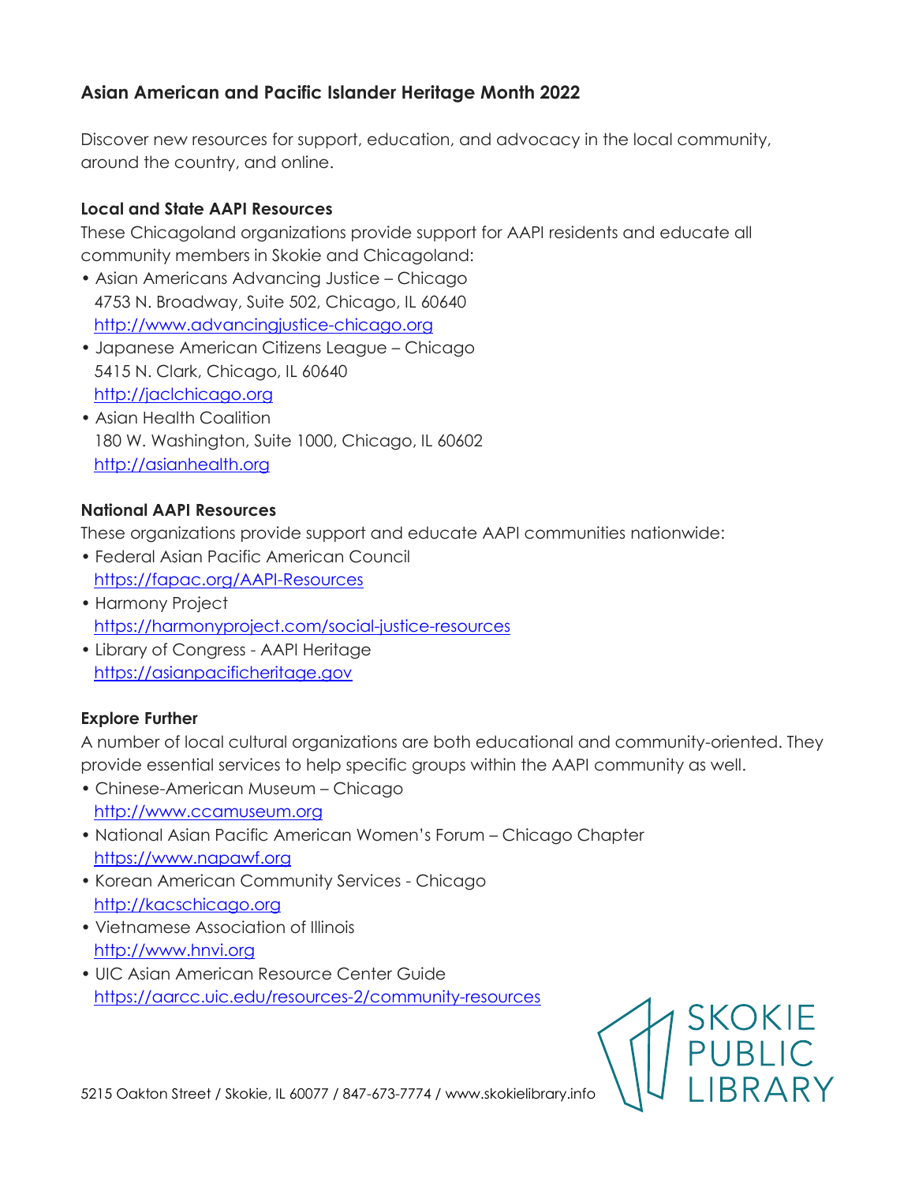# Asian American and Pacific Islander Heritage Month 2022

Discover new resources for support, education, and advocacy in the local community, around the country, and online.

## Local and State AAPI Resources

These Chicagoland organizations provide support for AAPI residents and educate all community members in Skokie and Chicagoland:

- Asian Americans Advancing Justice – Chicago
  4753 N. Broadway, Suite 502, Chicago, IL 60640
  http://www.advancingjustice-chicago.org
- Japanese American Citizens League – Chicago
  5415 N. Clark, Chicago, IL 60640
  http://jaclchicago.org
- Asian Health Coalition
  180 W. Washington, Suite 1000, Chicago, IL 60602
  http://asianhealth.org

## National AAPI Resources

These organizations provide support and educate AAPI communities nationwide:

- Federal Asian Pacific American Council
  https://fapac.org/AAPI-Resources
- Harmony Project
  https://harmonyproject.com/social-justice-resources
- Library of Congress - AAPI Heritage
  https://asianpacificheritage.gov

## Explore Further

A number of local cultural organizations are both educational and community-oriented. They provide essential services to help specific groups within the AAPI community as well.

- Chinese-American Museum – Chicago
  http://www.ccamuseum.org
- National Asian Pacific American Women's Forum – Chicago Chapter
  https://www.napawf.org
- Korean American Community Services - Chicago
  http://kacschicago.org
- Vietnamese Association of Illinois
  http://www.hnvi.org
- UIC Asian American Resource Center Guide
  https://aarcc.uic.edu/resources-2/community-resources

5215 Oakton Street / Skokie, IL 60077 / 847-673-7774 / www.skokielibrary.info

SKOKIE PUBLIC LIBRARY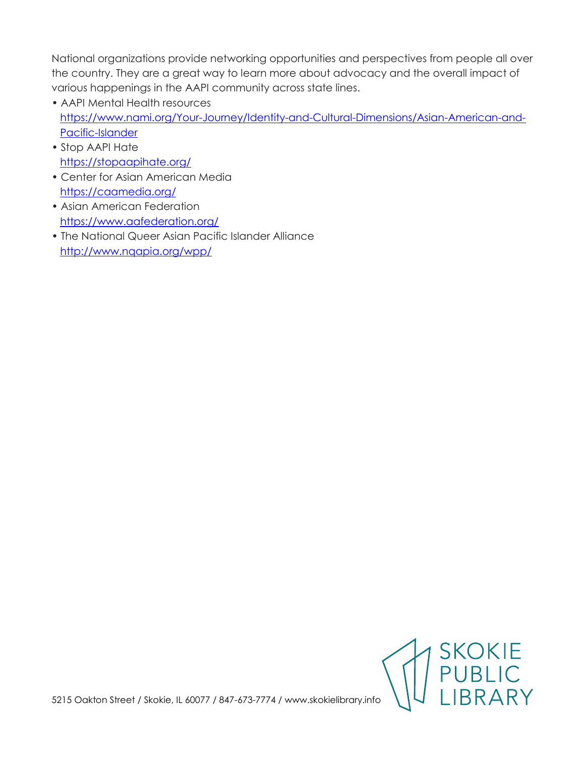National organizations provide networking opportunities and perspectives from people all over the country. They are a great way to learn more about advocacy and the overall impact of various happenings in the AAPI community across state lines.

- AAPI Mental Health resources
  https://www.nami.org/Your-Journey/Identity-and-Cultural-Dimensions/Asian-American-and-Pacific-Islander
- Stop AAPI Hate
  https://stopaapihate.org/
- Center for Asian American Media
  https://caamedia.org/
- Asian American Federation
  https://www.aafederation.org/
- The National Queer Asian Pacific Islander Alliance
  http://www.nqapia.org/wpp/

5215 Oakton Street / Skokie, IL 60077 / 847-673-7774 / www.skokielibrary.info

SKOKIE PUBLIC LIBRARY